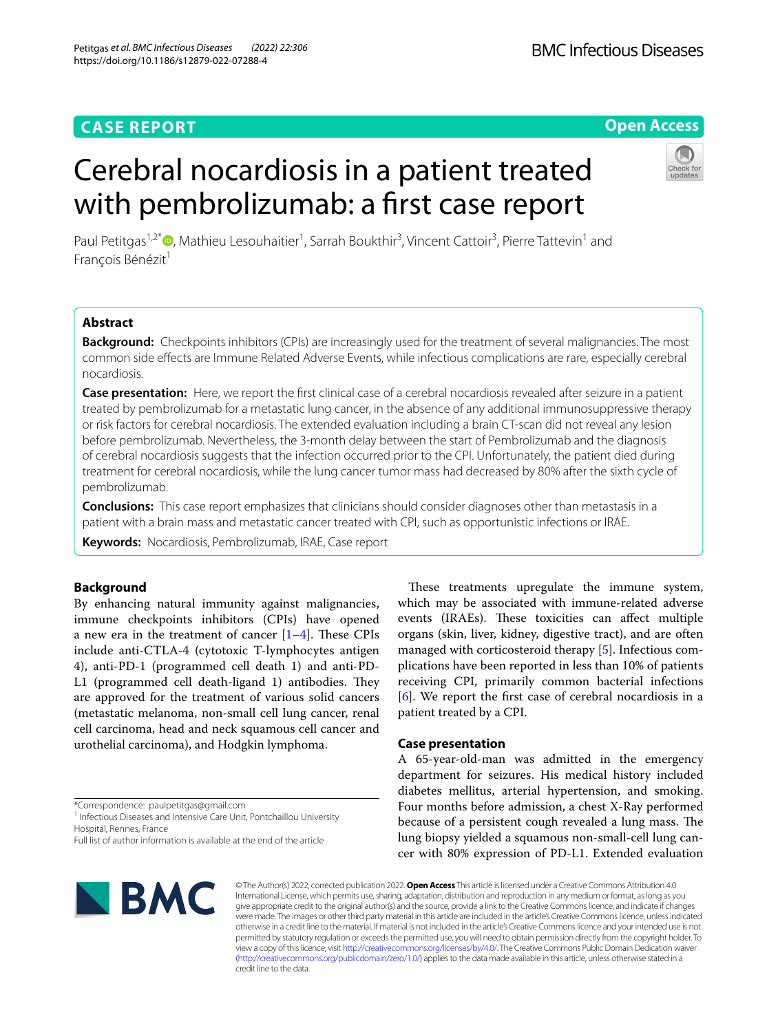CASE REPORT

Open Access

# Cerebral nocardiosis in a patient treated with pembrolizumab: a first case report

Paul Petitgas[1,2*], Mathieu Lesouhaitier[1], Sarrah Boukthir[3], Vincent Cattoir[3], Pierre Tattevin[1] and François Bénézit[1]

## Abstract

**Background:** Checkpoints inhibitors (CPIs) are increasingly used for the treatment of several malignancies. The most common side effects are Immune Related Adverse Events, while infectious complications are rare, especially cerebral nocardiosis.

**Case presentation:** Here, we report the first clinical case of a cerebral nocardiosis revealed after seizure in a patient treated by pembrolizumab for a metastatic lung cancer, in the absence of any additional immunosuppressive therapy or risk factors for cerebral nocardiosis. The extended evaluation including a brain CT-scan did not reveal any lesion before pembrolizumab. Nevertheless, the 3-month delay between the start of Pembrolizumab and the diagnosis of cerebral nocardiosis suggests that the infection occurred prior to the CPI. Unfortunately, the patient died during treatment for cerebral nocardiosis, while the lung cancer tumor mass had decreased by 80% after the sixth cycle of pembrolizumab.

**Conclusions:** This case report emphasizes that clinicians should consider diagnoses other than metastasis in a patient with a brain mass and metastatic cancer treated with CPI, such as opportunistic infections or IRAE.

**Keywords:** Nocardiosis, Pembrolizumab, IRAE, Case report

## Background

By enhancing natural immunity against malignancies, immune checkpoints inhibitors (CPIs) have opened a new era in the treatment of cancer [1–4]. These CPIs include anti-CTLA-4 (cytotoxic T-lymphocytes antigen 4), anti-PD-1 (programmed cell death 1) and anti-PD-L1 (programmed cell death-ligand 1) antibodies. They are approved for the treatment of various solid cancers (metastatic melanoma, non-small cell lung cancer, renal cell carcinoma, head and neck squamous cell cancer and urothelial carcinoma), and Hodgkin lymphoma.

These treatments upregulate the immune system, which may be associated with immune-related adverse events (IRAEs). These toxicities can affect multiple organs (skin, liver, kidney, digestive tract), and are often managed with corticosteroid therapy [5]. Infectious complications have been reported in less than 10% of patients receiving CPI, primarily common bacterial infections [6]. We report the first case of cerebral nocardiosis in a patient treated by a CPI.

## Case presentation

A 65-year-old-man was admitted in the emergency department for seizures. His medical history included diabetes mellitus, arterial hypertension, and smoking. Four months before admission, a chest X-Ray performed because of a persistent cough revealed a lung mass. The lung biopsy yielded a squamous non-small-cell lung cancer with 80% expression of PD-L1. Extended evaluation

*Correspondence: paulpetitgas@gmail.com

[1] Infectious Diseases and Intensive Care Unit, Pontchaillou University Hospital, Rennes, France

Full list of author information is available at the end of the article

© The Author(s) 2022, corrected publication 2022. **Open Access** This article is licensed under a Creative Commons Attribution 4.0 International License, which permits use, sharing, adaptation, distribution and reproduction in any medium or format, as long as you give appropriate credit to the original author(s) and the source, provide a link to the Creative Commons licence, and indicate if changes were made. The images or other third party material in this article are included in the article's Creative Commons licence, unless indicated otherwise in a credit line to the material. If material is not included in the article's Creative Commons licence and your intended use is not permitted by statutory regulation or exceeds the permitted use, you will need to obtain permission directly from the copyright holder. To view a copy of this licence, visit http://creativecommons.org/licenses/by/4.0/. The Creative Commons Public Domain Dedication waiver (http://creativecommons.org/publicdomain/zero/1.0/) applies to the data made available in this article, unless otherwise stated in a credit line to the data.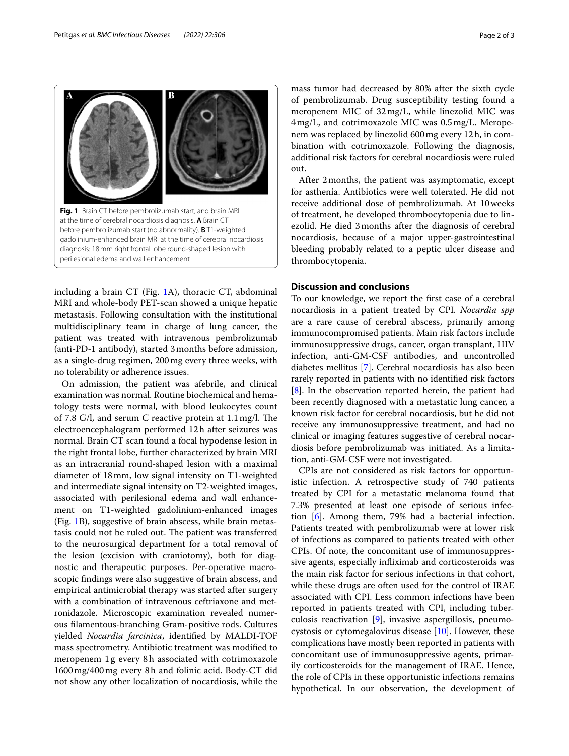**Fig. 1** Brain CT before pembrolizumab start, and brain MRI at the time of cerebral nocardiosis diagnosis. **A** Brain CT before pembrolizumab start (no abnormality). **B** T1-weighted gadolinium-enhanced brain MRI at the time of cerebral nocardiosis diagnosis: 18 mm right frontal lobe round-shaped lesion with perilesional edema and wall enhancement

including a brain CT (Fig. 1A), thoracic CT, abdominal MRI and whole-body PET-scan showed a unique hepatic metastasis. Following consultation with the institutional multidisciplinary team in charge of lung cancer, the patient was treated with intravenous pembrolizumab (anti-PD-1 antibody), started 3 months before admission, as a single-drug regimen, 200 mg every three weeks, with no tolerability or adherence issues.

On admission, the patient was afebrile, and clinical examination was normal. Routine biochemical and hematology tests were normal, with blood leukocytes count of 7.8 G/l, and serum C reactive protein at 1.1 mg/l. The electroencephalogram performed 12 h after seizures was normal. Brain CT scan found a focal hypodense lesion in the right frontal lobe, further characterized by brain MRI as an intracranial round-shaped lesion with a maximal diameter of 18 mm, low signal intensity on T1-weighted and intermediate signal intensity on T2-weighted images, associated with perilesional edema and wall enhancement on T1-weighted gadolinium-enhanced images (Fig. 1B), suggestive of brain abscess, while brain metastasis could not be ruled out. The patient was transferred to the neurosurgical department for a total removal of the lesion (excision with craniotomy), both for diagnostic and therapeutic purposes. Per-operative macroscopic findings were also suggestive of brain abscess, and empirical antimicrobial therapy was started after surgery with a combination of intravenous ceftriaxone and metronidazole. Microscopic examination revealed numerous filamentous-branching Gram-positive rods. Cultures yielded *Nocardia farcinica*, identified by MALDI-TOF mass spectrometry. Antibiotic treatment was modified to meropenem 1 g every 8 h associated with cotrimoxazole 1600 mg/400 mg every 8 h and folinic acid. Body-CT did not show any other localization of nocardiosis, while the mass tumor had decreased by 80% after the sixth cycle of pembrolizumab. Drug susceptibility testing found a meropenem MIC of 32 mg/L, while linezolid MIC was 4 mg/L, and cotrimoxazole MIC was 0.5 mg/L. Meropenem was replaced by linezolid 600 mg every 12 h, in combination with cotrimoxazole. Following the diagnosis, additional risk factors for cerebral nocardiosis were ruled out.

After 2 months, the patient was asymptomatic, except for asthenia. Antibiotics were well tolerated. He did not receive additional dose of pembrolizumab. At 10 weeks of treatment, he developed thrombocytopenia due to linezolid. He died 3 months after the diagnosis of cerebral nocardiosis, because of a major upper-gastrointestinal bleeding probably related to a peptic ulcer disease and thrombocytopenia.

## Discussion and conclusions

To our knowledge, we report the first case of a cerebral nocardiosis in a patient treated by CPI. *Nocardia spp* are a rare cause of cerebral abscess, primarily among immunocompromised patients. Main risk factors include immunosuppressive drugs, cancer, organ transplant, HIV infection, anti-GM-CSF antibodies, and uncontrolled diabetes mellitus [7]. Cerebral nocardiosis has also been rarely reported in patients with no identified risk factors [8]. In the observation reported herein, the patient had been recently diagnosed with a metastatic lung cancer, a known risk factor for cerebral nocardiosis, but he did not receive any immunosuppressive treatment, and had no clinical or imaging features suggestive of cerebral nocardiosis before pembrolizumab was initiated. As a limitation, anti-GM-CSF were not investigated.

CPIs are not considered as risk factors for opportunistic infection. A retrospective study of 740 patients treated by CPI for a metastatic melanoma found that 7.3% presented at least one episode of serious infection [6]. Among them, 79% had a bacterial infection. Patients treated with pembrolizumab were at lower risk of infections as compared to patients treated with other CPIs. Of note, the concomitant use of immunosuppressive agents, especially infliximab and corticosteroids was the main risk factor for serious infections in that cohort, while these drugs are often used for the control of IRAE associated with CPI. Less common infections have been reported in patients treated with CPI, including tuberculosis reactivation [9], invasive aspergillosis, pneumocystosis or cytomegalovirus disease [10]. However, these complications have mostly been reported in patients with concomitant use of immunosuppressive agents, primarily corticosteroids for the management of IRAE. Hence, the role of CPIs in these opportunistic infections remains hypothetical. In our observation, the development of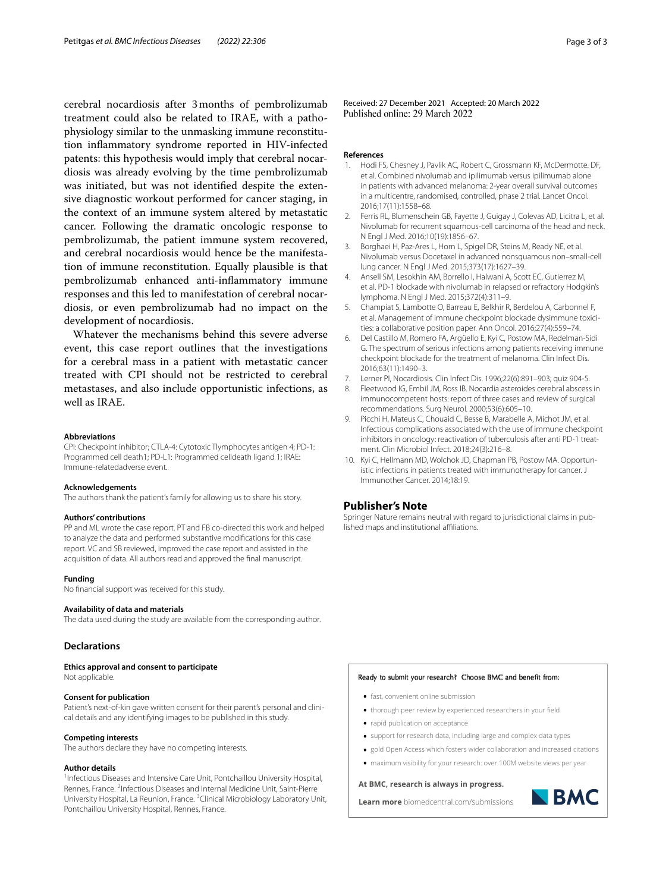cerebral nocardiosis after 3 months of pembrolizumab treatment could also be related to IRAE, with a pathophysiology similar to the unmasking immune reconstitution inflammatory syndrome reported in HIV-infected patents: this hypothesis would imply that cerebral nocardiosis was already evolving by the time pembrolizumab was initiated, but was not identified despite the extensive diagnostic workout performed for cancer staging, in the context of an immune system altered by metastatic cancer. Following the dramatic oncologic response to pembrolizumab, the patient immune system recovered, and cerebral nocardiosis would hence be the manifestation of immune reconstitution. Equally plausible is that pembrolizumab enhanced anti-inflammatory immune responses and this led to manifestation of cerebral nocardiosis, or even pembrolizumab had no impact on the development of nocardiosis.

Whatever the mechanisms behind this severe adverse event, this case report outlines that the investigations for a cerebral mass in a patient with metastatic cancer treated with CPI should not be restricted to cerebral metastases, and also include opportunistic infections, as well as IRAE.

#### Abbreviations
CPI: Checkpoint inhibitor; CTLA-4: Cytotoxic Tlymphocytes antigen 4; PD-1: Programmed cell death1; PD-L1: Programmed celldeath ligand 1; IRAE: Immune-relatedadverse event.

#### Acknowledgements
The authors thank the patient's family for allowing us to share his story.

#### Authors' contributions
PP and ML wrote the case report. PT and FB co-directed this work and helped to analyze the data and performed substantive modifications for this case report. VC and SB reviewed, improved the case report and assisted in the acquisition of data. All authors read and approved the final manuscript.

#### Funding
No financial support was received for this study.

#### Availability of data and materials
The data used during the study are available from the corresponding author.

### Declarations

#### Ethics approval and consent to participate
Not applicable.

#### Consent for publication
Patient's next-of-kin gave written consent for their parent's personal and clinical details and any identifying images to be published in this study.

#### Competing interests
The authors declare they have no competing interests.

#### Author details
[1]Infectious Diseases and Intensive Care Unit, Pontchaillou University Hospital, Rennes, France. [2]Infectious Diseases and Internal Medicine Unit, Saint-Pierre University Hospital, La Reunion, France. [3]Clinical Microbiology Laboratory Unit, Pontchaillou University Hospital, Rennes, France.

Received: 27 December 2021 Accepted: 20 March 2022
Published online: 29 March 2022

#### References
1. Hodi FS, Chesney J, Pavlik AC, Robert C, Grossmann KF, McDermotte. DF, et al. Combined nivolumab and ipilimumab versus ipilimumab alone in patients with advanced melanoma: 2-year overall survival outcomes in a multicentre, randomised, controlled, phase 2 trial. Lancet Oncol. 2016;17(11):1558–68.
2. Ferris RL, Blumenschein GB, Fayette J, Guigay J, Colevas AD, Licitra L, et al. Nivolumab for recurrent squamous-cell carcinoma of the head and neck. N Engl J Med. 2016;10(19):1856–67.
3. Borghaei H, Paz-Ares L, Horn L, Spigel DR, Steins M, Ready NE, et al. Nivolumab versus Docetaxel in advanced nonsquamous non–small-cell lung cancer. N Engl J Med. 2015;373(17):1627–39.
4. Ansell SM, Lesokhin AM, Borrello I, Halwani A, Scott EC, Gutierrez M, et al. PD-1 blockade with nivolumab in relapsed or refractory Hodgkin's lymphoma. N Engl J Med. 2015;372(4):311–9.
5. Champiat S, Lambotte O, Barreau E, Belkhir R, Berdelou A, Carbonnel F, et al. Management of immune checkpoint blockade dysimmune toxicities: a collaborative position paper. Ann Oncol. 2016;27(4):559–74.
6. Del Castillo M, Romero FA, Argüello E, Kyi C, Postow MA, Redelman-Sidi G. The spectrum of serious infections among patients receiving immune checkpoint blockade for the treatment of melanoma. Clin Infect Dis. 2016;63(11):1490–3.
7. Lerner PI, Nocardiosis. Clin Infect Dis. 1996;22(6):891–903; quiz 904-5.
8. Fleetwood IG, Embil JM, Ross IB. Nocardia asteroides cerebral abscess in immunocompetent hosts: report of three cases and review of surgical recommendations. Surg Neurol. 2000;53(6):605–10.
9. Picchi H, Mateus C, Chouaid C, Besse B, Marabelle A, Michot JM, et al. Infectious complications associated with the use of immune checkpoint inhibitors in oncology: reactivation of tuberculosis after anti PD-1 treatment. Clin Microbiol Infect. 2018;24(3):216–8.
10. Kyi C, Hellmann MD, Wolchok JD, Chapman PB, Postow MA. Opportunistic infections in patients treated with immunotherapy for cancer. J Immunother Cancer. 2014;18:19.

### Publisher's Note
Springer Nature remains neutral with regard to jurisdictional claims in published maps and institutional affiliations.

Ready to submit your research? Choose BMC and benefit from:

- fast, convenient online submission
- thorough peer review by experienced researchers in your field
- rapid publication on acceptance
- support for research data, including large and complex data types
- gold Open Access which fosters wider collaboration and increased citations
- maximum visibility for your research: over 100M website views per year

**At BMC, research is always in progress.**

**Learn more** biomedcentral.com/submissions